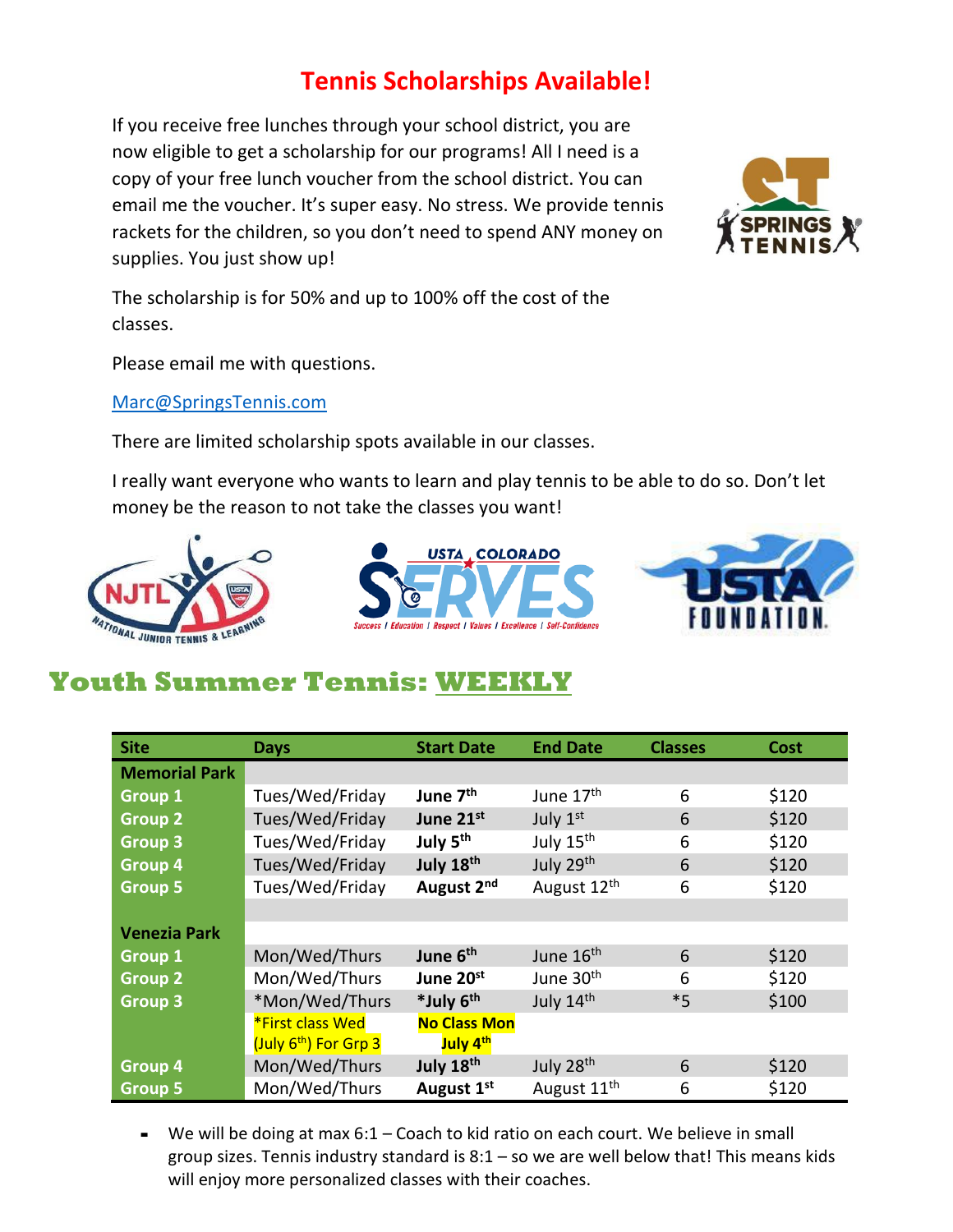# Tennis Scholarships Available!

If you receive free lunches through your school district, you are now eligible to get a scholarship for our programs! All I need is a copy of your free lunch voucher from the school district. You can email me the voucher. It's super easy. No stress. We provide tennis rackets for the children, so you don't need to spend ANY money on supplies. You just show up!

The scholarship is for 50% and up to 100% off the cost of the classes.

Please email me with questions.

Marc@SpringsTennis.com

There are limited scholarship spots available in our classes.

I really want everyone who wants to learn and play tennis to be able to do so. Don't let money be the reason to not take the classes you want!

## Youth Summer Tennis: WEEKLY

| Site | Days | Start Date | End Date | Classes | Cost |
|---|---|---|---|---|---|
| **Memorial Park** | | | | | |
| **Group 1** | Tues/Wed/Friday | **June 7th** | June 17th | 6 | $120 |
| **Group 2** | Tues/Wed/Friday | **June 21st** | July 1st | 6 | $120 |
| **Group 3** | Tues/Wed/Friday | **July 5th** | July 15th | 6 | $120 |
| **Group 4** | Tues/Wed/Friday | **July 18th** | July 29th | 6 | $120 |
| **Group 5** | Tues/Wed/Friday | **August 2nd** | August 12th | 6 | $120 |
| | | | | | |
| **Venezia Park** | | | | | |
| **Group 1** | Mon/Wed/Thurs | **June 6th** | June 16th | 6 | $120 |
| **Group 2** | Mon/Wed/Thurs | **June 20st** | June 30th | 6 | $120 |
| **Group 3** | *Mon/Wed/Thurs | ***July 6th** | July 14th | *5 | $100 |
| | *First class Wed (July 6th) For Grp 3 | **No Class Mon July 4th** | | | |
| **Group 4** | Mon/Wed/Thurs | **July 18th** | July 28th | 6 | $120 |
| **Group 5** | Mon/Wed/Thurs | **August 1st** | August 11th | 6 | $120 |

- We will be doing at max 6:1 – Coach to kid ratio on each court. We believe in small group sizes. Tennis industry standard is 8:1 – so we are well below that! This means kids will enjoy more personalized classes with their coaches.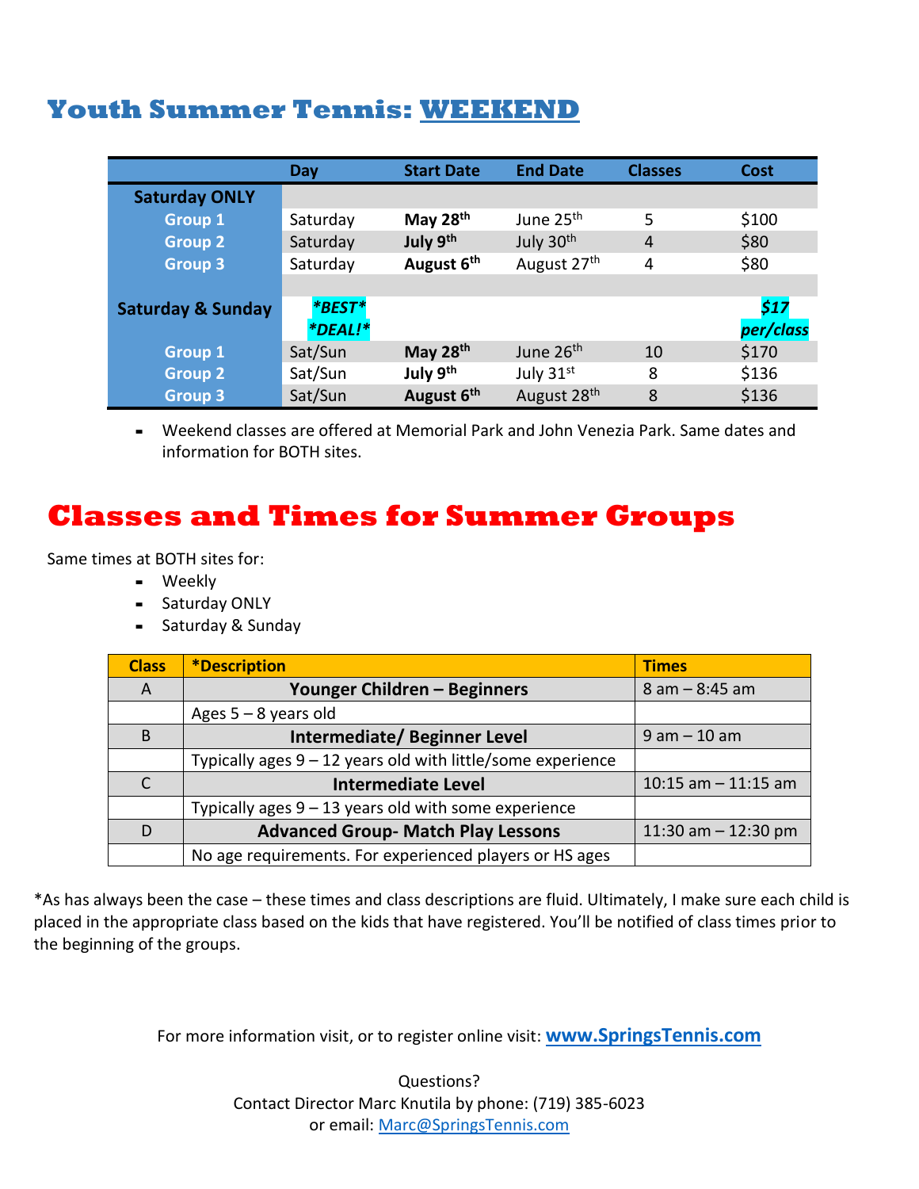# Youth Summer Tennis: WEEKEND

| | Day | Start Date | End Date | Classes | Cost |
|---|---|---|---|---|---|
| **Saturday ONLY** | | | | | |
| **Group 1** | Saturday | **May 28th** | June 25th | 5 | $100 |
| **Group 2** | Saturday | **July 9th** | July 30th | 4 | $80 |
| **Group 3** | Saturday | **August 6th** | August 27th | 4 | $80 |
| | | | | | |
| **Saturday & Sunday** | ***BEST* *DEAL!*** | | | | ***$17 per/class*** |
| **Group 1** | Sat/Sun | **May 28th** | June 26th | 10 | $170 |
| **Group 2** | Sat/Sun | **July 9th** | July 31st | 8 | $136 |
| **Group 3** | Sat/Sun | **August 6th** | August 28th | 8 | $136 |

- Weekend classes are offered at Memorial Park and John Venezia Park. Same dates and information for BOTH sites.

# Classes and Times for Summer Groups

Same times at BOTH sites for:

- Weekly
- Saturday ONLY
- Saturday & Sunday

| Class | *Description | Times |
|---|---|---|
| A | **Younger Children – Beginners** | 8 am – 8:45 am |
| | Ages 5 – 8 years old | |
| B | **Intermediate/ Beginner Level** | 9 am – 10 am |
| | Typically ages 9 – 12 years old with little/some experience | |
| C | **Intermediate Level** | 10:15 am – 11:15 am |
| | Typically ages 9 – 13 years old with some experience | |
| D | **Advanced Group- Match Play Lessons** | 11:30 am – 12:30 pm |
| | No age requirements. For experienced players or HS ages | |

*As has always been the case – these times and class descriptions are fluid. Ultimately, I make sure each child is placed in the appropriate class based on the kids that have registered. You'll be notified of class times prior to the beginning of the groups.

For more information visit, or to register online visit: **www.SpringsTennis.com**

Questions?
Contact Director Marc Knutila by phone: (719) 385-6023
or email: Marc@SpringsTennis.com